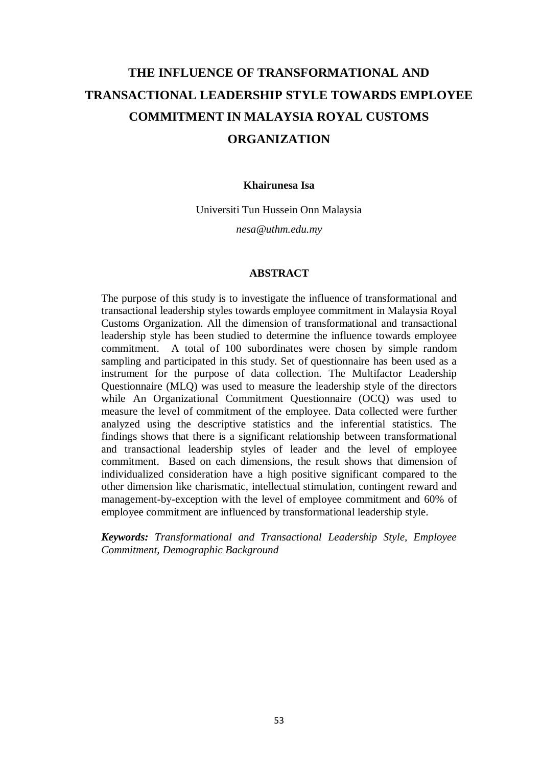# THE INFLUENCE OF TRANSFORMATIONAL AND TRANSACTIONAL LEADERSHIP STYLE TOWARDS EMPLOYEE COMMITMENT IN MALAYSIA ROYAL CUSTOMS ORGANIZATION

**Khairunesa Isa**

Universiti Tun Hussein Onn Malaysia

*nesa@uthm.edu.my*

## ABSTRACT

The purpose of this study is to investigate the influence of transformational and transactional leadership styles towards employee commitment in Malaysia Royal Customs Organization. All the dimension of transformational and transactional leadership style has been studied to determine the influence towards employee commitment. A total of 100 subordinates were chosen by simple random sampling and participated in this study. Set of questionnaire has been used as a instrument for the purpose of data collection. The Multifactor Leadership Questionnaire (MLQ) was used to measure the leadership style of the directors while An Organizational Commitment Questionnaire (OCQ) was used to measure the level of commitment of the employee. Data collected were further analyzed using the descriptive statistics and the inferential statistics. The findings shows that there is a significant relationship between transformational and transactional leadership styles of leader and the level of employee commitment. Based on each dimensions, the result shows that dimension of individualized consideration have a high positive significant compared to the other dimension like charismatic, intellectual stimulation, contingent reward and management-by-exception with the level of employee commitment and 60% of employee commitment are influenced by transformational leadership style.

***Keywords:*** *Transformational and Transactional Leadership Style, Employee Commitment, Demographic Background*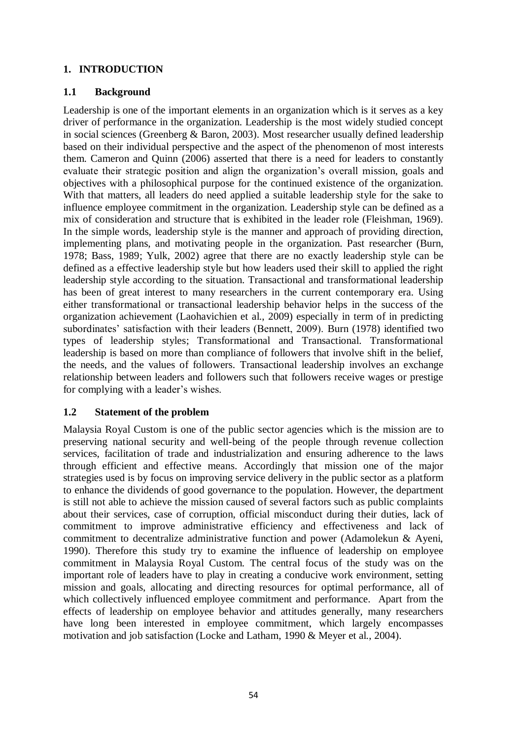# 1. INTRODUCTION

## 1.1 Background

Leadership is one of the important elements in an organization which is it serves as a key driver of performance in the organization. Leadership is the most widely studied concept in social sciences (Greenberg & Baron, 2003). Most researcher usually defined leadership based on their individual perspective and the aspect of the phenomenon of most interests them. Cameron and Quinn (2006) asserted that there is a need for leaders to constantly evaluate their strategic position and align the organization's overall mission, goals and objectives with a philosophical purpose for the continued existence of the organization. With that matters, all leaders do need applied a suitable leadership style for the sake to influence employee commitment in the organization. Leadership style can be defined as a mix of consideration and structure that is exhibited in the leader role (Fleishman, 1969). In the simple words, leadership style is the manner and approach of providing direction, implementing plans, and motivating people in the organization. Past researcher (Burn, 1978; Bass, 1989; Yulk, 2002) agree that there are no exactly leadership style can be defined as a effective leadership style but how leaders used their skill to applied the right leadership style according to the situation. Transactional and transformational leadership has been of great interest to many researchers in the current contemporary era. Using either transformational or transactional leadership behavior helps in the success of the organization achievement (Laohavichien et al., 2009) especially in term of in predicting subordinates' satisfaction with their leaders (Bennett, 2009). Burn (1978) identified two types of leadership styles; Transformational and Transactional. Transformational leadership is based on more than compliance of followers that involve shift in the belief, the needs, and the values of followers. Transactional leadership involves an exchange relationship between leaders and followers such that followers receive wages or prestige for complying with a leader's wishes.

## 1.2 Statement of the problem

Malaysia Royal Custom is one of the public sector agencies which is the mission are to preserving national security and well-being of the people through revenue collection services, facilitation of trade and industrialization and ensuring adherence to the laws through efficient and effective means. Accordingly that mission one of the major strategies used is by focus on improving service delivery in the public sector as a platform to enhance the dividends of good governance to the population. However, the department is still not able to achieve the mission caused of several factors such as public complaints about their services, case of corruption, official misconduct during their duties, lack of commitment to improve administrative efficiency and effectiveness and lack of commitment to decentralize administrative function and power (Adamolekun & Ayeni, 1990). Therefore this study try to examine the influence of leadership on employee commitment in Malaysia Royal Custom. The central focus of the study was on the important role of leaders have to play in creating a conducive work environment, setting mission and goals, allocating and directing resources for optimal performance, all of which collectively influenced employee commitment and performance. Apart from the effects of leadership on employee behavior and attitudes generally, many researchers have long been interested in employee commitment, which largely encompasses motivation and job satisfaction (Locke and Latham, 1990 & Meyer et al., 2004).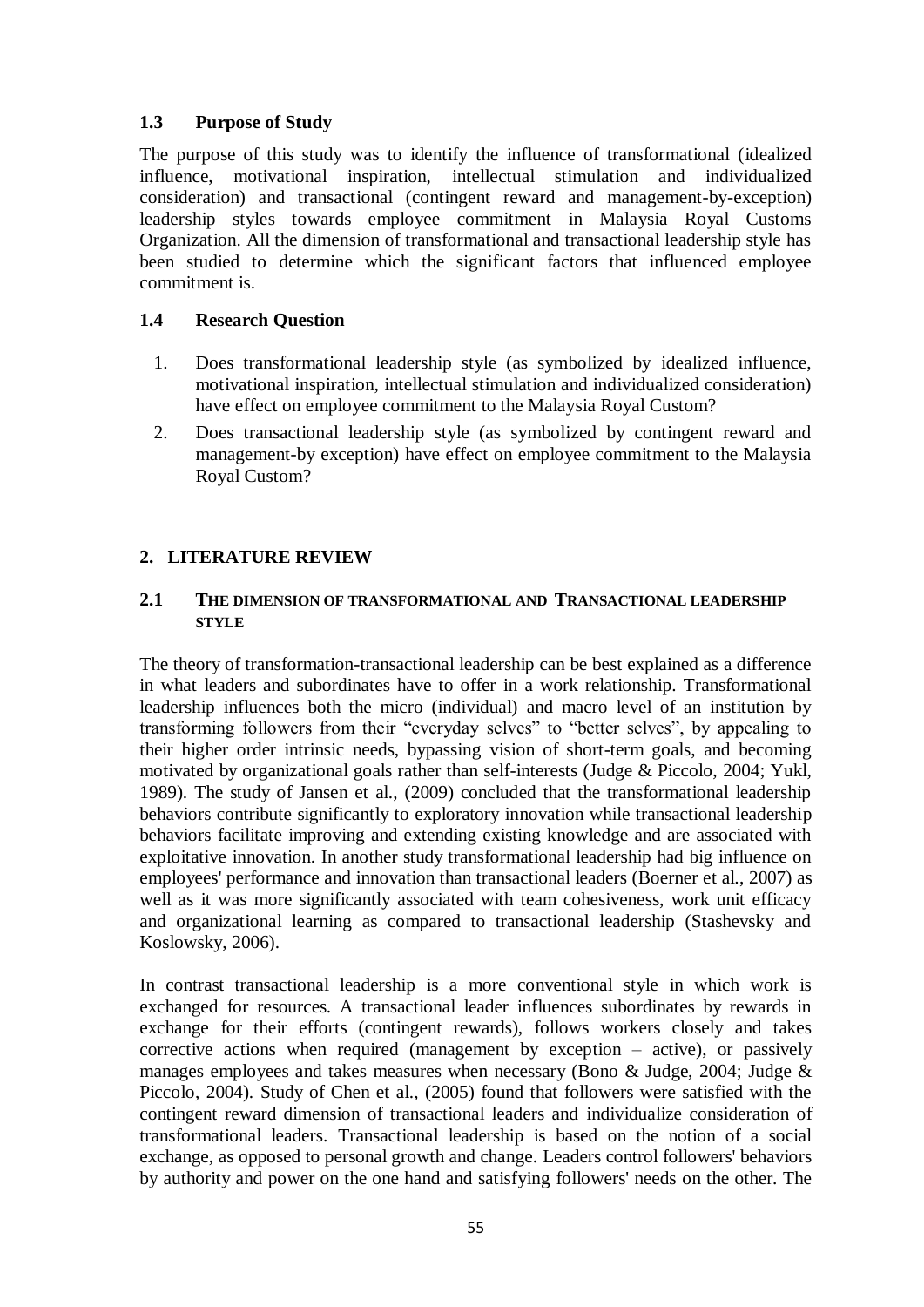### 1.3 Purpose of Study

The purpose of this study was to identify the influence of transformational (idealized influence, motivational inspiration, intellectual stimulation and individualized consideration) and transactional (contingent reward and management-by-exception) leadership styles towards employee commitment in Malaysia Royal Customs Organization. All the dimension of transformational and transactional leadership style has been studied to determine which the significant factors that influenced employee commitment is.

### 1.4 Research Question

1. Does transformational leadership style (as symbolized by idealized influence, motivational inspiration, intellectual stimulation and individualized consideration) have effect on employee commitment to the Malaysia Royal Custom?
2. Does transactional leadership style (as symbolized by contingent reward and management-by exception) have effect on employee commitment to the Malaysia Royal Custom?

## 2. LITERATURE REVIEW

### 2.1 THE DIMENSION OF TRANSFORMATIONAL AND TRANSACTIONAL LEADERSHIP STYLE

The theory of transformation-transactional leadership can be best explained as a difference in what leaders and subordinates have to offer in a work relationship. Transformational leadership influences both the micro (individual) and macro level of an institution by transforming followers from their "everyday selves" to "better selves", by appealing to their higher order intrinsic needs, bypassing vision of short-term goals, and becoming motivated by organizational goals rather than self-interests (Judge & Piccolo, 2004; Yukl, 1989). The study of Jansen et al., (2009) concluded that the transformational leadership behaviors contribute significantly to exploratory innovation while transactional leadership behaviors facilitate improving and extending existing knowledge and are associated with exploitative innovation. In another study transformational leadership had big influence on employees' performance and innovation than transactional leaders (Boerner et al., 2007) as well as it was more significantly associated with team cohesiveness, work unit efficacy and organizational learning as compared to transactional leadership (Stashevsky and Koslowsky, 2006).

In contrast transactional leadership is a more conventional style in which work is exchanged for resources. A transactional leader influences subordinates by rewards in exchange for their efforts (contingent rewards), follows workers closely and takes corrective actions when required (management by exception – active), or passively manages employees and takes measures when necessary (Bono & Judge, 2004; Judge & Piccolo, 2004). Study of Chen et al., (2005) found that followers were satisfied with the contingent reward dimension of transactional leaders and individualize consideration of transformational leaders. Transactional leadership is based on the notion of a social exchange, as opposed to personal growth and change. Leaders control followers' behaviors by authority and power on the one hand and satisfying followers' needs on the other. The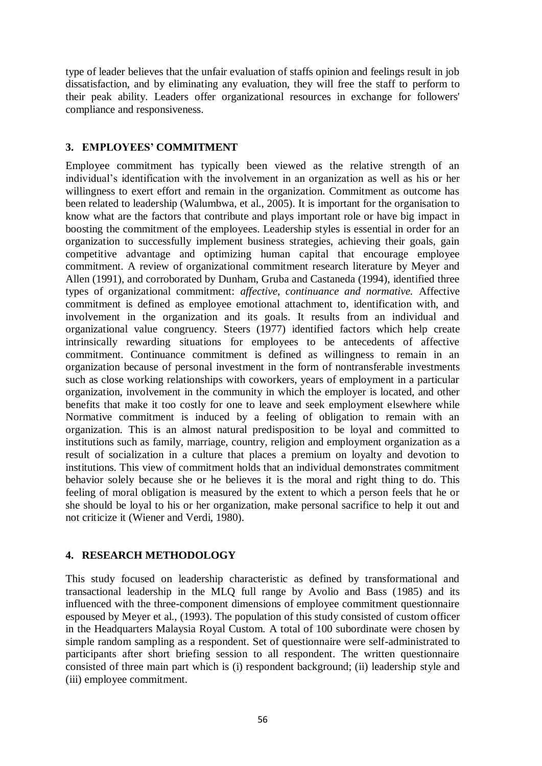type of leader believes that the unfair evaluation of staffs opinion and feelings result in job dissatisfaction, and by eliminating any evaluation, they will free the staff to perform to their peak ability. Leaders offer organizational resources in exchange for followers' compliance and responsiveness.

## 3. EMPLOYEES' COMMITMENT

Employee commitment has typically been viewed as the relative strength of an individual's identification with the involvement in an organization as well as his or her willingness to exert effort and remain in the organization. Commitment as outcome has been related to leadership (Walumbwa, et al., 2005). It is important for the organisation to know what are the factors that contribute and plays important role or have big impact in boosting the commitment of the employees. Leadership styles is essential in order for an organization to successfully implement business strategies, achieving their goals, gain competitive advantage and optimizing human capital that encourage employee commitment. A review of organizational commitment research literature by Meyer and Allen (1991), and corroborated by Dunham, Gruba and Castaneda (1994), identified three types of organizational commitment: *affective, continuance and normative.* Affective commitment is defined as employee emotional attachment to, identification with, and involvement in the organization and its goals. It results from an individual and organizational value congruency. Steers (1977) identified factors which help create intrinsically rewarding situations for employees to be antecedents of affective commitment. Continuance commitment is defined as willingness to remain in an organization because of personal investment in the form of nontransferable investments such as close working relationships with coworkers, years of employment in a particular organization, involvement in the community in which the employer is located, and other benefits that make it too costly for one to leave and seek employment elsewhere while Normative commitment is induced by a feeling of obligation to remain with an organization. This is an almost natural predisposition to be loyal and committed to institutions such as family, marriage, country, religion and employment organization as a result of socialization in a culture that places a premium on loyalty and devotion to institutions. This view of commitment holds that an individual demonstrates commitment behavior solely because she or he believes it is the moral and right thing to do. This feeling of moral obligation is measured by the extent to which a person feels that he or she should be loyal to his or her organization, make personal sacrifice to help it out and not criticize it (Wiener and Verdi, 1980).

## 4. RESEARCH METHODOLOGY

This study focused on leadership characteristic as defined by transformational and transactional leadership in the MLQ full range by Avolio and Bass (1985) and its influenced with the three-component dimensions of employee commitment questionnaire espoused by Meyer et al., (1993). The population of this study consisted of custom officer in the Headquarters Malaysia Royal Custom. A total of 100 subordinate were chosen by simple random sampling as a respondent. Set of questionnaire were self-administrated to participants after short briefing session to all respondent. The written questionnaire consisted of three main part which is (i) respondent background; (ii) leadership style and (iii) employee commitment.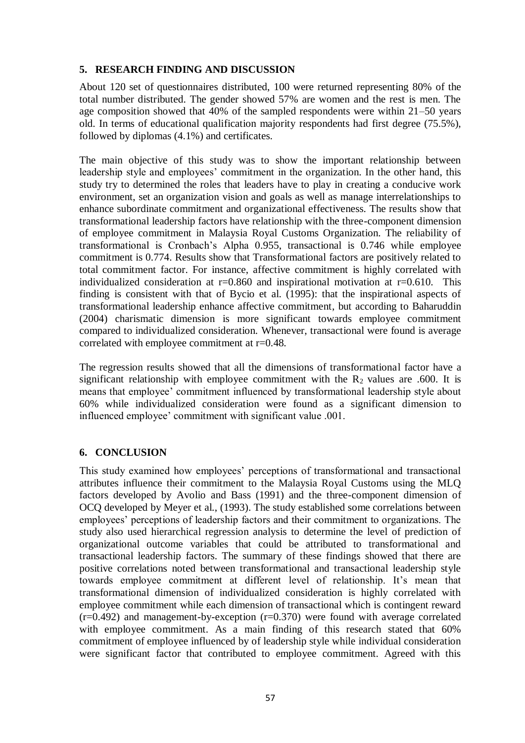## 5. RESEARCH FINDING AND DISCUSSION

About 120 set of questionnaires distributed, 100 were returned representing 80% of the total number distributed. The gender showed 57% are women and the rest is men. The age composition showed that 40% of the sampled respondents were within 21–50 years old. In terms of educational qualification majority respondents had first degree (75.5%), followed by diplomas (4.1%) and certificates.

The main objective of this study was to show the important relationship between leadership style and employees' commitment in the organization. In the other hand, this study try to determined the roles that leaders have to play in creating a conducive work environment, set an organization vision and goals as well as manage interrelationships to enhance subordinate commitment and organizational effectiveness. The results show that transformational leadership factors have relationship with the three-component dimension of employee commitment in Malaysia Royal Customs Organization. The reliability of transformational is Cronbach's Alpha 0.955, transactional is 0.746 while employee commitment is 0.774. Results show that Transformational factors are positively related to total commitment factor. For instance, affective commitment is highly correlated with individualized consideration at $r=0.860$ and inspirational motivation at $r=0.610$. This finding is consistent with that of Bycio et al. (1995): that the inspirational aspects of transformational leadership enhance affective commitment, but according to Baharuddin (2004) charismatic dimension is more significant towards employee commitment compared to individualized consideration. Whenever, transactional were found is average correlated with employee commitment at $r=0.48$.

The regression results showed that all the dimensions of transformational factor have a significant relationship with employee commitment with the $R_2$ values are .600. It is means that employee' commitment influenced by transformational leadership style about 60% while individualized consideration were found as a significant dimension to influenced employee' commitment with significant value .001.

## 6. CONCLUSION

This study examined how employees' perceptions of transformational and transactional attributes influence their commitment to the Malaysia Royal Customs using the MLQ factors developed by Avolio and Bass (1991) and the three-component dimension of OCQ developed by Meyer et al., (1993). The study established some correlations between employees' perceptions of leadership factors and their commitment to organizations. The study also used hierarchical regression analysis to determine the level of prediction of organizational outcome variables that could be attributed to transformational and transactional leadership factors. The summary of these findings showed that there are positive correlations noted between transformational and transactional leadership style towards employee commitment at different level of relationship. It's mean that transformational dimension of individualized consideration is highly correlated with employee commitment while each dimension of transactional which is contingent reward ($r=0.492$) and management-by-exception ($r=0.370$) were found with average correlated with employee commitment. As a main finding of this research stated that 60% commitment of employee influenced by of leadership style while individual consideration were significant factor that contributed to employee commitment. Agreed with this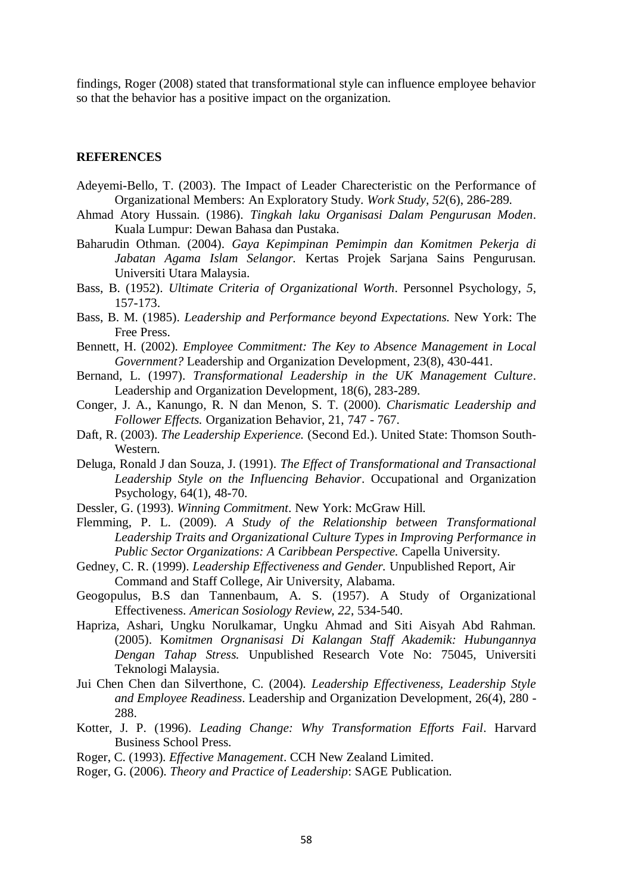findings, Roger (2008) stated that transformational style can influence employee behavior so that the behavior has a positive impact on the organization.

## REFERENCES

Adeyemi-Bello, T. (2003). The Impact of Leader Charecteristic on the Performance of Organizational Members: An Exploratory Study. *Work Study, 52*(6), 286-289.

Ahmad Atory Hussain. (1986). *Tingkah laku Organisasi Dalam Pengurusan Moden*. Kuala Lumpur: Dewan Bahasa dan Pustaka.

Baharudin Othman. (2004). *Gaya Kepimpinan Pemimpin dan Komitmen Pekerja di Jabatan Agama Islam Selangor.* Kertas Projek Sarjana Sains Pengurusan. Universiti Utara Malaysia.

Bass, B. (1952). *Ultimate Criteria of Organizational Worth*. Personnel Psychology, *5*, 157-173.

Bass, B. M. (1985). *Leadership and Performance beyond Expectations.* New York: The Free Press.

Bennett, H. (2002). *Employee Commitment: The Key to Absence Management in Local Government?* Leadership and Organization Development, 23(8), 430-441.

Bernand, L. (1997). *Transformational Leadership in the UK Management Culture*. Leadership and Organization Development, 18(6), 283-289.

Conger, J. A., Kanungo, R. N dan Menon, S. T. (2000). *Charismatic Leadership and Follower Effects.* Organization Behavior, 21, 747 - 767.

Daft, R. (2003). *The Leadership Experience.* (Second Ed.). United State: Thomson South-Western.

Deluga, Ronald J dan Souza, J. (1991). *The Effect of Transformational and Transactional Leadership Style on the Influencing Behavior*. Occupational and Organization Psychology, 64(1), 48-70.

Dessler, G. (1993). *Winning Commitment*. New York: McGraw Hill.

Flemming, P. L. (2009). *A Study of the Relationship between Transformational Leadership Traits and Organizational Culture Types in Improving Performance in Public Sector Organizations: A Caribbean Perspective.* Capella University.

Gedney, C. R. (1999). *Leadership Effectiveness and Gender.* Unpublished Report, Air Command and Staff College, Air University, Alabama.

Geogopulus, B.S dan Tannenbaum, A. S. (1957). A Study of Organizational Effectiveness. *American Sosiology Review*, *22*, 534-540.

Hapriza, Ashari, Ungku Norulkamar, Ungku Ahmad and Siti Aisyah Abd Rahman. (2005). K*omitmen Orgnanisasi Di Kalangan Staff Akademik: Hubungannya Dengan Tahap Stress.* Unpublished Research Vote No: 75045, Universiti Teknologi Malaysia.

Jui Chen Chen dan Silverthone, C. (2004). *Leadership Effectiveness, Leadership Style and Employee Readiness*. Leadership and Organization Development, 26(4), 280 - 288.

Kotter, J. P. (1996). *Leading Change: Why Transformation Efforts Fail*. Harvard Business School Press.

Roger, C. (1993). *Effective Management*. CCH New Zealand Limited.

Roger, G. (2006). *Theory and Practice of Leadership*: SAGE Publication.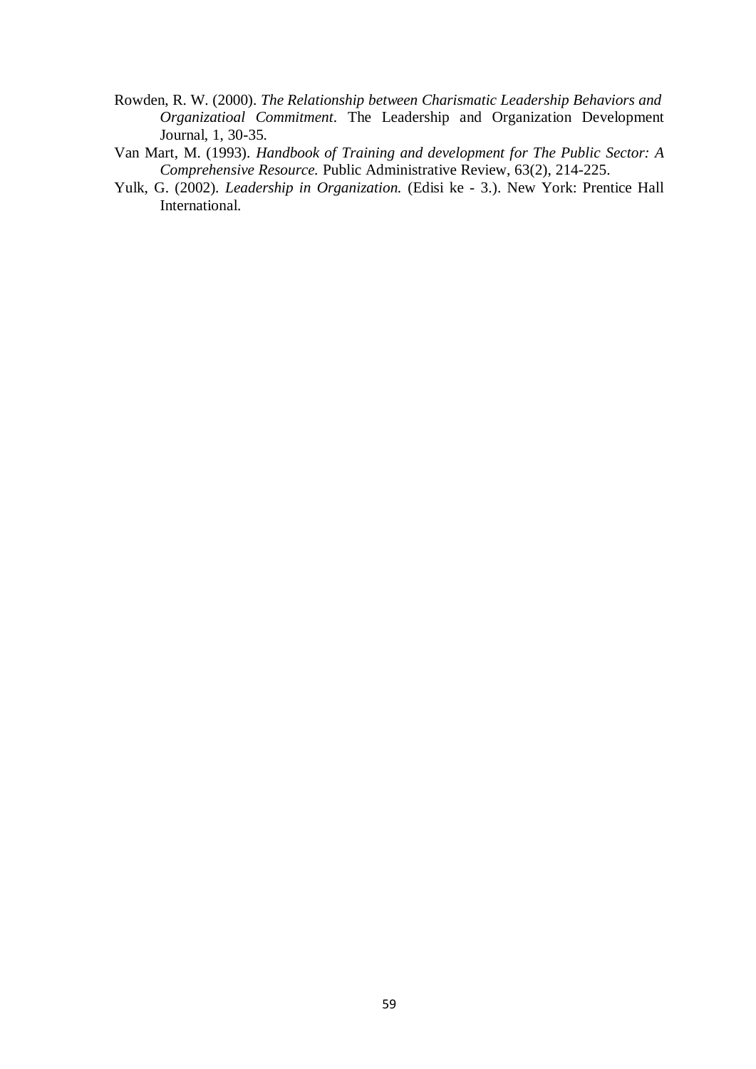Rowden, R. W. (2000). *The Relationship between Charismatic Leadership Behaviors and Organizatioal Commitment*. The Leadership and Organization Development Journal, 1, 30-35.

Van Mart, M. (1993). *Handbook of Training and development for The Public Sector: A Comprehensive Resource.* Public Administrative Review, 63(2), 214-225.

Yulk, G. (2002). *Leadership in Organization.* (Edisi ke - 3.). New York: Prentice Hall International.